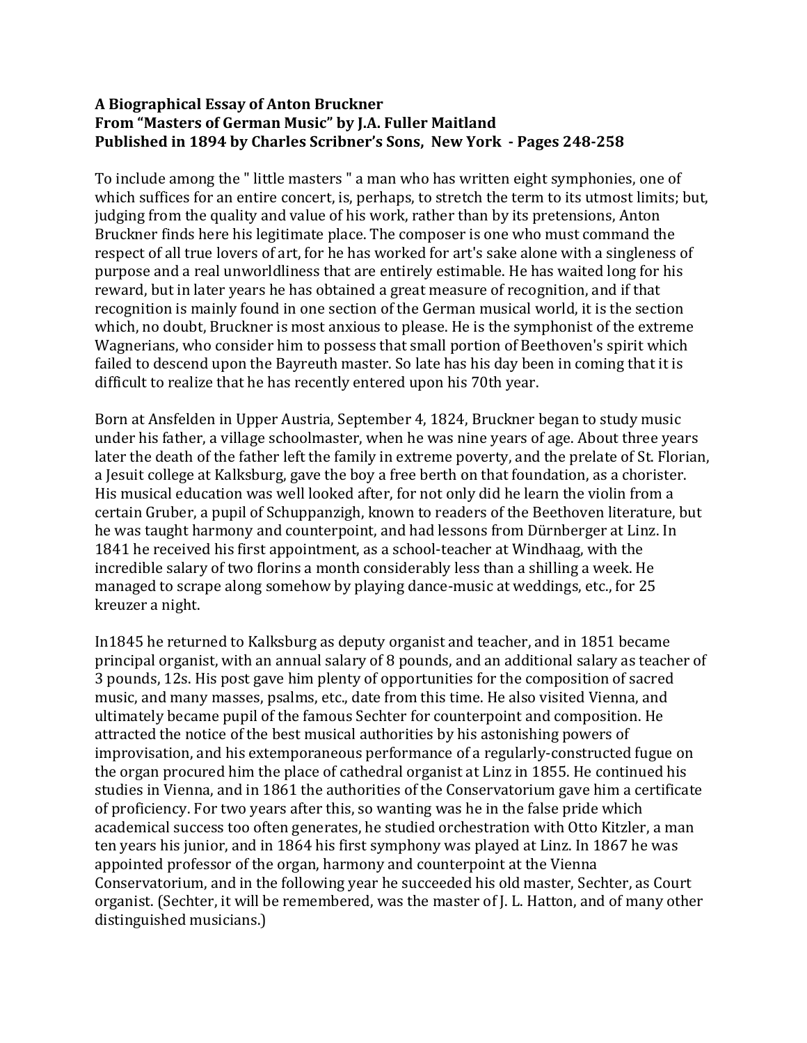**A Biographical Essay of Anton Bruckner**
**From "Masters of German Music" by J.A. Fuller Maitland**
**Published in 1894 by Charles Scribner's Sons, New York - Pages 248-258**

To include among the " little masters " a man who has written eight symphonies, one of which suffices for an entire concert, is, perhaps, to stretch the term to its utmost limits; but, judging from the quality and value of his work, rather than by its pretensions, Anton Bruckner finds here his legitimate place. The composer is one who must command the respect of all true lovers of art, for he has worked for art's sake alone with a singleness of purpose and a real unworldliness that are entirely estimable. He has waited long for his reward, but in later years he has obtained a great measure of recognition, and if that recognition is mainly found in one section of the German musical world, it is the section which, no doubt, Bruckner is most anxious to please. He is the symphonist of the extreme Wagnerians, who consider him to possess that small portion of Beethoven's spirit which failed to descend upon the Bayreuth master. So late has his day been in coming that it is difficult to realize that he has recently entered upon his 70th year.

Born at Ansfelden in Upper Austria, September 4, 1824, Bruckner began to study music under his father, a village schoolmaster, when he was nine years of age. About three years later the death of the father left the family in extreme poverty, and the prelate of St. Florian, a Jesuit college at Kalksburg, gave the boy a free berth on that foundation, as a chorister. His musical education was well looked after, for not only did he learn the violin from a certain Gruber, a pupil of Schuppanzigh, known to readers of the Beethoven literature, but he was taught harmony and counterpoint, and had lessons from Dürnberger at Linz. In 1841 he received his first appointment, as a school-teacher at Windhaag, with the incredible salary of two florins a month considerably less than a shilling a week. He managed to scrape along somehow by playing dance-music at weddings, etc., for 25 kreuzer a night.

In1845 he returned to Kalksburg as deputy organist and teacher, and in 1851 became principal organist, with an annual salary of 8 pounds, and an additional salary as teacher of 3 pounds, 12s. His post gave him plenty of opportunities for the composition of sacred music, and many masses, psalms, etc., date from this time. He also visited Vienna, and ultimately became pupil of the famous Sechter for counterpoint and composition. He attracted the notice of the best musical authorities by his astonishing powers of improvisation, and his extemporaneous performance of a regularly-constructed fugue on the organ procured him the place of cathedral organist at Linz in 1855. He continued his studies in Vienna, and in 1861 the authorities of the Conservatorium gave him a certificate of proficiency. For two years after this, so wanting was he in the false pride which academical success too often generates, he studied orchestration with Otto Kitzler, a man ten years his junior, and in 1864 his first symphony was played at Linz. In 1867 he was appointed professor of the organ, harmony and counterpoint at the Vienna Conservatorium, and in the following year he succeeded his old master, Sechter, as Court organist. (Sechter, it will be remembered, was the master of J. L. Hatton, and of many other distinguished musicians.)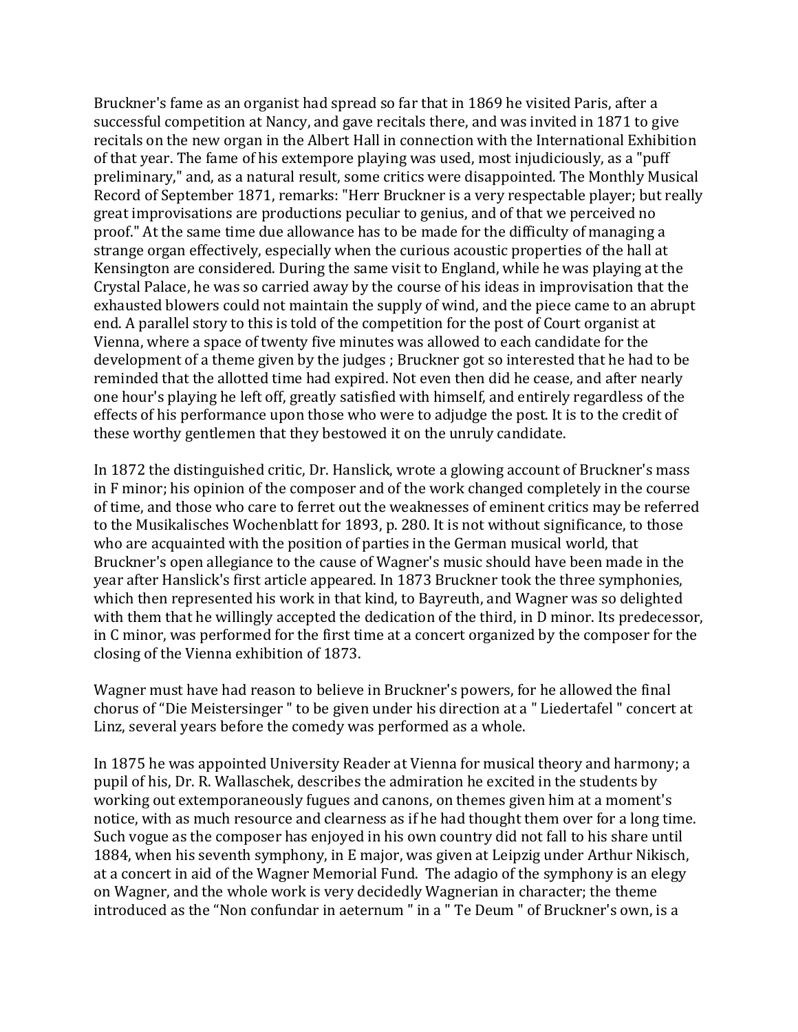Bruckner's fame as an organist had spread so far that in 1869 he visited Paris, after a successful competition at Nancy, and gave recitals there, and was invited in 1871 to give recitals on the new organ in the Albert Hall in connection with the International Exhibition of that year. The fame of his extempore playing was used, most injudiciously, as a "puff preliminary," and, as a natural result, some critics were disappointed. The Monthly Musical Record of September 1871, remarks: "Herr Bruckner is a very respectable player; but really great improvisations are productions peculiar to genius, and of that we perceived no proof." At the same time due allowance has to be made for the difficulty of managing a strange organ effectively, especially when the curious acoustic properties of the hall at Kensington are considered. During the same visit to England, while he was playing at the Crystal Palace, he was so carried away by the course of his ideas in improvisation that the exhausted blowers could not maintain the supply of wind, and the piece came to an abrupt end. A parallel story to this is told of the competition for the post of Court organist at Vienna, where a space of twenty five minutes was allowed to each candidate for the development of a theme given by the judges ; Bruckner got so interested that he had to be reminded that the allotted time had expired. Not even then did he cease, and after nearly one hour's playing he left off, greatly satisfied with himself, and entirely regardless of the effects of his performance upon those who were to adjudge the post. It is to the credit of these worthy gentlemen that they bestowed it on the unruly candidate.

In 1872 the distinguished critic, Dr. Hanslick, wrote a glowing account of Bruckner's mass in F minor; his opinion of the composer and of the work changed completely in the course of time, and those who care to ferret out the weaknesses of eminent critics may be referred to the Musikalisches Wochenblatt for 1893, p. 280. It is not without significance, to those who are acquainted with the position of parties in the German musical world, that Bruckner's open allegiance to the cause of Wagner's music should have been made in the year after Hanslick's first article appeared. In 1873 Bruckner took the three symphonies, which then represented his work in that kind, to Bayreuth, and Wagner was so delighted with them that he willingly accepted the dedication of the third, in D minor. Its predecessor, in C minor, was performed for the first time at a concert organized by the composer for the closing of the Vienna exhibition of 1873.

Wagner must have had reason to believe in Bruckner's powers, for he allowed the final chorus of "Die Meistersinger " to be given under his direction at a " Liedertafel " concert at Linz, several years before the comedy was performed as a whole.

In 1875 he was appointed University Reader at Vienna for musical theory and harmony; a pupil of his, Dr. R. Wallaschek, describes the admiration he excited in the students by working out extemporaneously fugues and canons, on themes given him at a moment's notice, with as much resource and clearness as if he had thought them over for a long time. Such vogue as the composer has enjoyed in his own country did not fall to his share until 1884, when his seventh symphony, in E major, was given at Leipzig under Arthur Nikisch, at a concert in aid of the Wagner Memorial Fund. The adagio of the symphony is an elegy on Wagner, and the whole work is very decidedly Wagnerian in character; the theme introduced as the "Non confundar in aeternum " in a " Te Deum " of Bruckner's own, is a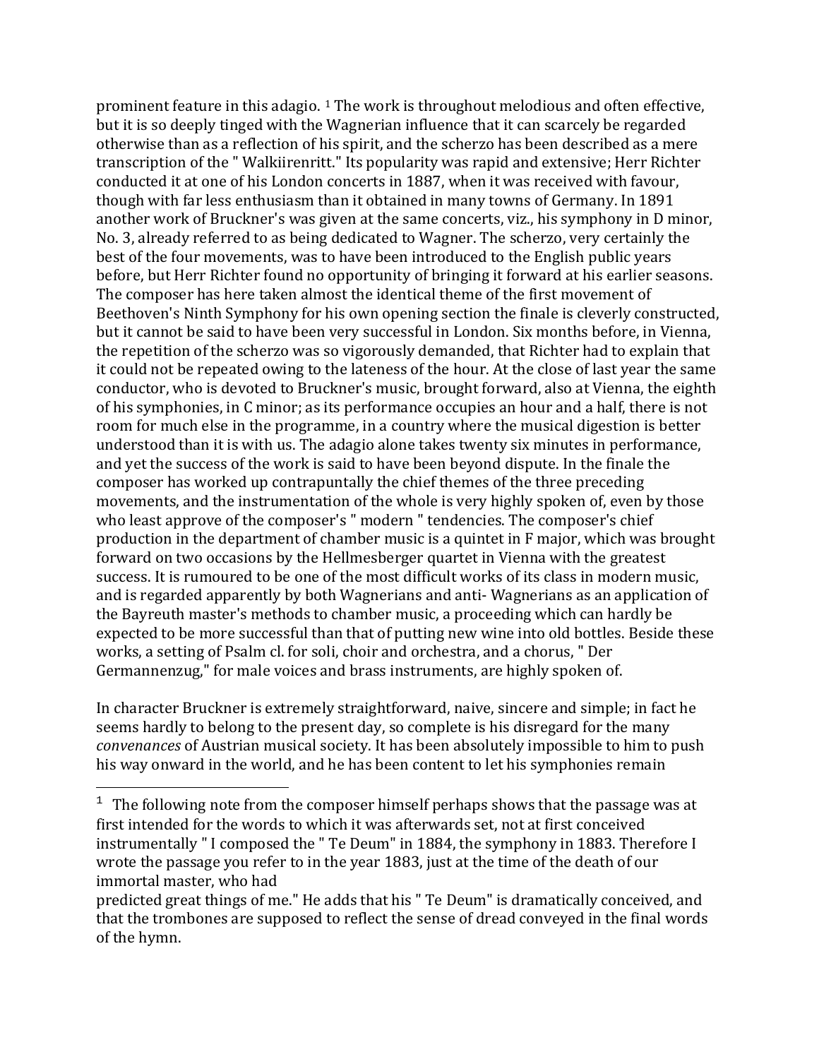prominent feature in this adagio. [1] The work is throughout melodious and often effective, but it is so deeply tinged with the Wagnerian influence that it can scarcely be regarded otherwise than as a reflection of his spirit, and the scherzo has been described as a mere transcription of the " Walkiirenritt." Its popularity was rapid and extensive; Herr Richter conducted it at one of his London concerts in 1887, when it was received with favour, though with far less enthusiasm than it obtained in many towns of Germany. In 1891 another work of Bruckner's was given at the same concerts, viz., his symphony in D minor, No. 3, already referred to as being dedicated to Wagner. The scherzo, very certainly the best of the four movements, was to have been introduced to the English public years before, but Herr Richter found no opportunity of bringing it forward at his earlier seasons. The composer has here taken almost the identical theme of the first movement of Beethoven's Ninth Symphony for his own opening section the finale is cleverly constructed, but it cannot be said to have been very successful in London. Six months before, in Vienna, the repetition of the scherzo was so vigorously demanded, that Richter had to explain that it could not be repeated owing to the lateness of the hour. At the close of last year the same conductor, who is devoted to Bruckner's music, brought forward, also at Vienna, the eighth of his symphonies, in C minor; as its performance occupies an hour and a half, there is not room for much else in the programme, in a country where the musical digestion is better understood than it is with us. The adagio alone takes twenty six minutes in performance, and yet the success of the work is said to have been beyond dispute. In the finale the composer has worked up contrapuntally the chief themes of the three preceding movements, and the instrumentation of the whole is very highly spoken of, even by those who least approve of the composer's " modern " tendencies. The composer's chief production in the department of chamber music is a quintet in F major, which was brought forward on two occasions by the Hellmesberger quartet in Vienna with the greatest success. It is rumoured to be one of the most difficult works of its class in modern music, and is regarded apparently by both Wagnerians and anti- Wagnerians as an application of the Bayreuth master's methods to chamber music, a proceeding which can hardly be expected to be more successful than that of putting new wine into old bottles. Beside these works, a setting of Psalm cl. for soli, choir and orchestra, and a chorus, " Der Germannenzug," for male voices and brass instruments, are highly spoken of.

In character Bruckner is extremely straightforward, naive, sincere and simple; in fact he seems hardly to belong to the present day, so complete is his disregard for the many *convenances* of Austrian musical society. It has been absolutely impossible to him to push his way onward in the world, and he has been content to let his symphonies remain

---

[1] The following note from the composer himself perhaps shows that the passage was at first intended for the words to which it was afterwards set, not at first conceived instrumentally " I composed the " Te Deum" in 1884, the symphony in 1883. Therefore I wrote the passage you refer to in the year 1883, just at the time of the death of our immortal master, who had predicted great things of me." He adds that his " Te Deum" is dramatically conceived, and that the trombones are supposed to reflect the sense of dread conveyed in the final words of the hymn.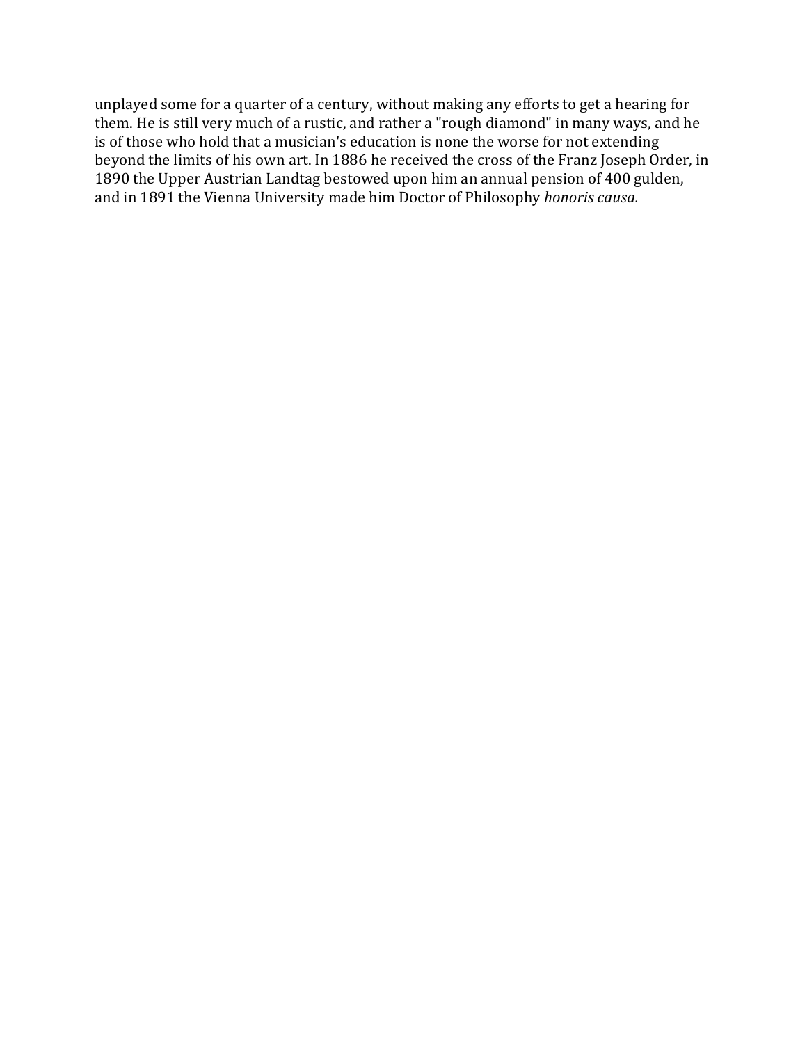unplayed some for a quarter of a century, without making any efforts to get a hearing for them. He is still very much of a rustic, and rather a "rough diamond" in many ways, and he is of those who hold that a musician's education is none the worse for not extending beyond the limits of his own art. In 1886 he received the cross of the Franz Joseph Order, in 1890 the Upper Austrian Landtag bestowed upon him an annual pension of 400 gulden, and in 1891 the Vienna University made him Doctor of Philosophy *honoris causa.*